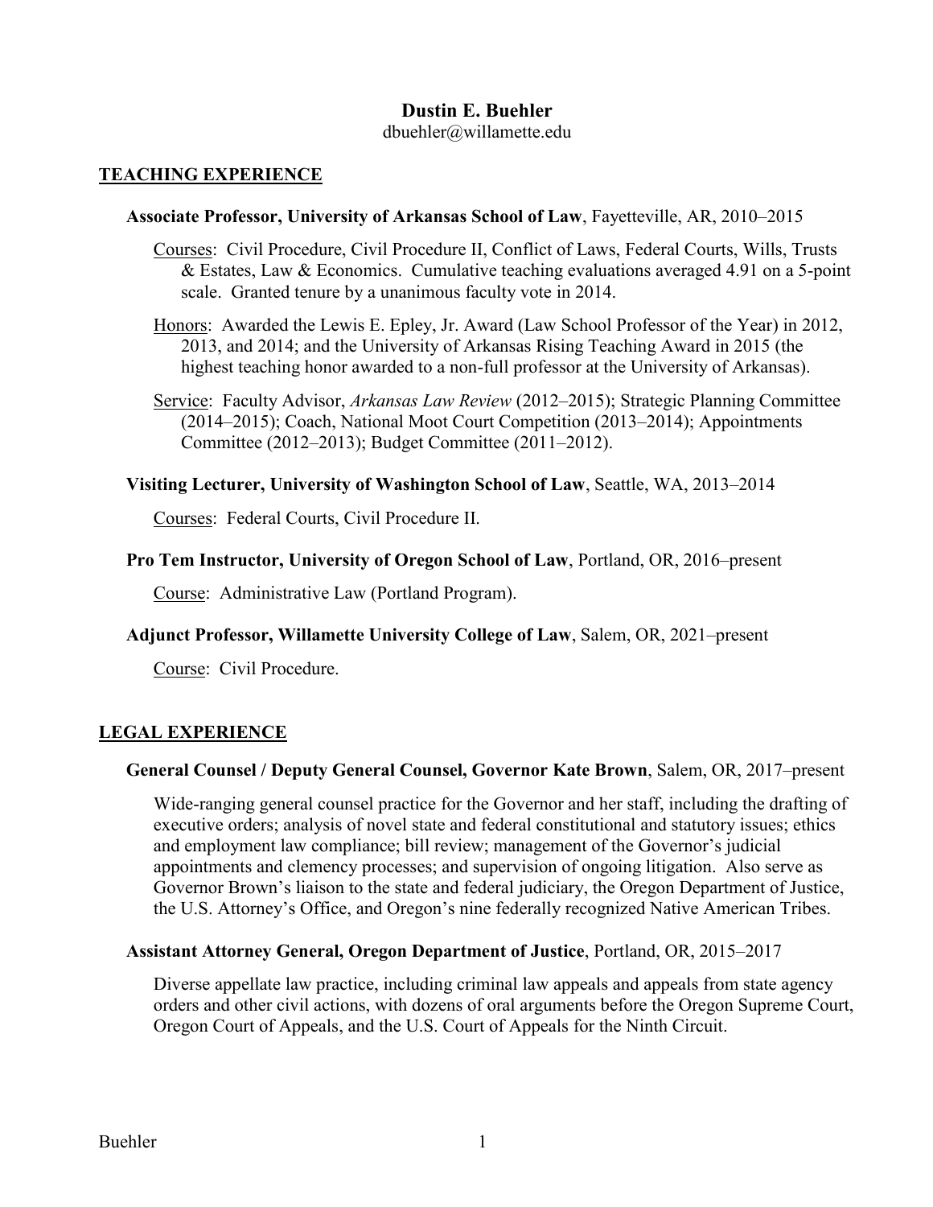# Dustin E. Buehler

dbuehler@willamette.edu

## TEACHING EXPERIENCE

**Associate Professor, University of Arkansas School of Law**, Fayetteville, AR, 2010–2015

Courses: Civil Procedure, Civil Procedure II, Conflict of Laws, Federal Courts, Wills, Trusts & Estates, Law & Economics. Cumulative teaching evaluations averaged 4.91 on a 5-point scale. Granted tenure by a unanimous faculty vote in 2014.

Honors: Awarded the Lewis E. Epley, Jr. Award (Law School Professor of the Year) in 2012, 2013, and 2014; and the University of Arkansas Rising Teaching Award in 2015 (the highest teaching honor awarded to a non-full professor at the University of Arkansas).

Service: Faculty Advisor, *Arkansas Law Review* (2012–2015); Strategic Planning Committee (2014–2015); Coach, National Moot Court Competition (2013–2014); Appointments Committee (2012–2013); Budget Committee (2011–2012).

**Visiting Lecturer, University of Washington School of Law**, Seattle, WA, 2013–2014

Courses: Federal Courts, Civil Procedure II.

**Pro Tem Instructor, University of Oregon School of Law**, Portland, OR, 2016–present

Course: Administrative Law (Portland Program).

**Adjunct Professor, Willamette University College of Law**, Salem, OR, 2021–present

Course: Civil Procedure.

## LEGAL EXPERIENCE

**General Counsel / Deputy General Counsel, Governor Kate Brown**, Salem, OR, 2017–present

Wide-ranging general counsel practice for the Governor and her staff, including the drafting of executive orders; analysis of novel state and federal constitutional and statutory issues; ethics and employment law compliance; bill review; management of the Governor's judicial appointments and clemency processes; and supervision of ongoing litigation. Also serve as Governor Brown's liaison to the state and federal judiciary, the Oregon Department of Justice, the U.S. Attorney's Office, and Oregon's nine federally recognized Native American Tribes.

**Assistant Attorney General, Oregon Department of Justice**, Portland, OR, 2015–2017

Diverse appellate law practice, including criminal law appeals and appeals from state agency orders and other civil actions, with dozens of oral arguments before the Oregon Supreme Court, Oregon Court of Appeals, and the U.S. Court of Appeals for the Ninth Circuit.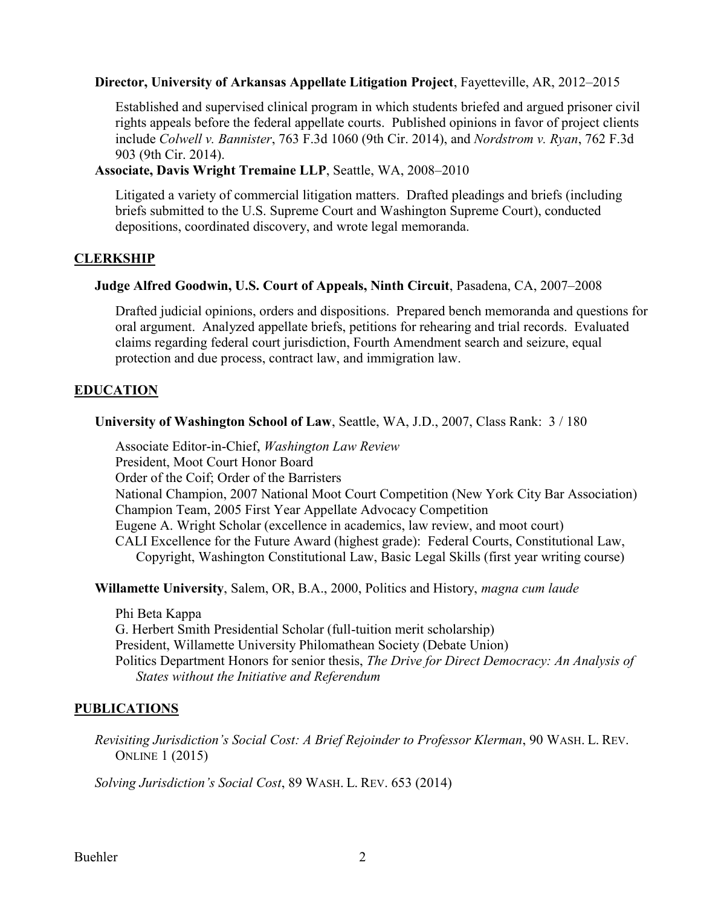**Director, University of Arkansas Appellate Litigation Project**, Fayetteville, AR, 2012–2015

Established and supervised clinical program in which students briefed and argued prisoner civil rights appeals before the federal appellate courts. Published opinions in favor of project clients include *Colwell v. Bannister*, 763 F.3d 1060 (9th Cir. 2014), and *Nordstrom v. Ryan*, 762 F.3d 903 (9th Cir. 2014).

**Associate, Davis Wright Tremaine LLP**, Seattle, WA, 2008–2010

Litigated a variety of commercial litigation matters. Drafted pleadings and briefs (including briefs submitted to the U.S. Supreme Court and Washington Supreme Court), conducted depositions, coordinated discovery, and wrote legal memoranda.

## CLERKSHIP

**Judge Alfred Goodwin, U.S. Court of Appeals, Ninth Circuit**, Pasadena, CA, 2007–2008

Drafted judicial opinions, orders and dispositions. Prepared bench memoranda and questions for oral argument. Analyzed appellate briefs, petitions for rehearing and trial records. Evaluated claims regarding federal court jurisdiction, Fourth Amendment search and seizure, equal protection and due process, contract law, and immigration law.

## EDUCATION

**University of Washington School of Law**, Seattle, WA, J.D., 2007, Class Rank: 3 / 180

Associate Editor-in-Chief, *Washington Law Review*
President, Moot Court Honor Board
Order of the Coif; Order of the Barristers
National Champion, 2007 National Moot Court Competition (New York City Bar Association)
Champion Team, 2005 First Year Appellate Advocacy Competition
Eugene A. Wright Scholar (excellence in academics, law review, and moot court)
CALI Excellence for the Future Award (highest grade): Federal Courts, Constitutional Law, Copyright, Washington Constitutional Law, Basic Legal Skills (first year writing course)

**Willamette University**, Salem, OR, B.A., 2000, Politics and History, *magna cum laude*

Phi Beta Kappa
G. Herbert Smith Presidential Scholar (full-tuition merit scholarship)
President, Willamette University Philomathean Society (Debate Union)
Politics Department Honors for senior thesis, *The Drive for Direct Democracy: An Analysis of States without the Initiative and Referendum*

## PUBLICATIONS

*Revisiting Jurisdiction's Social Cost: A Brief Rejoinder to Professor Klerman*, 90 WASH. L. REV. ONLINE 1 (2015)

*Solving Jurisdiction's Social Cost*, 89 WASH. L. REV. 653 (2014)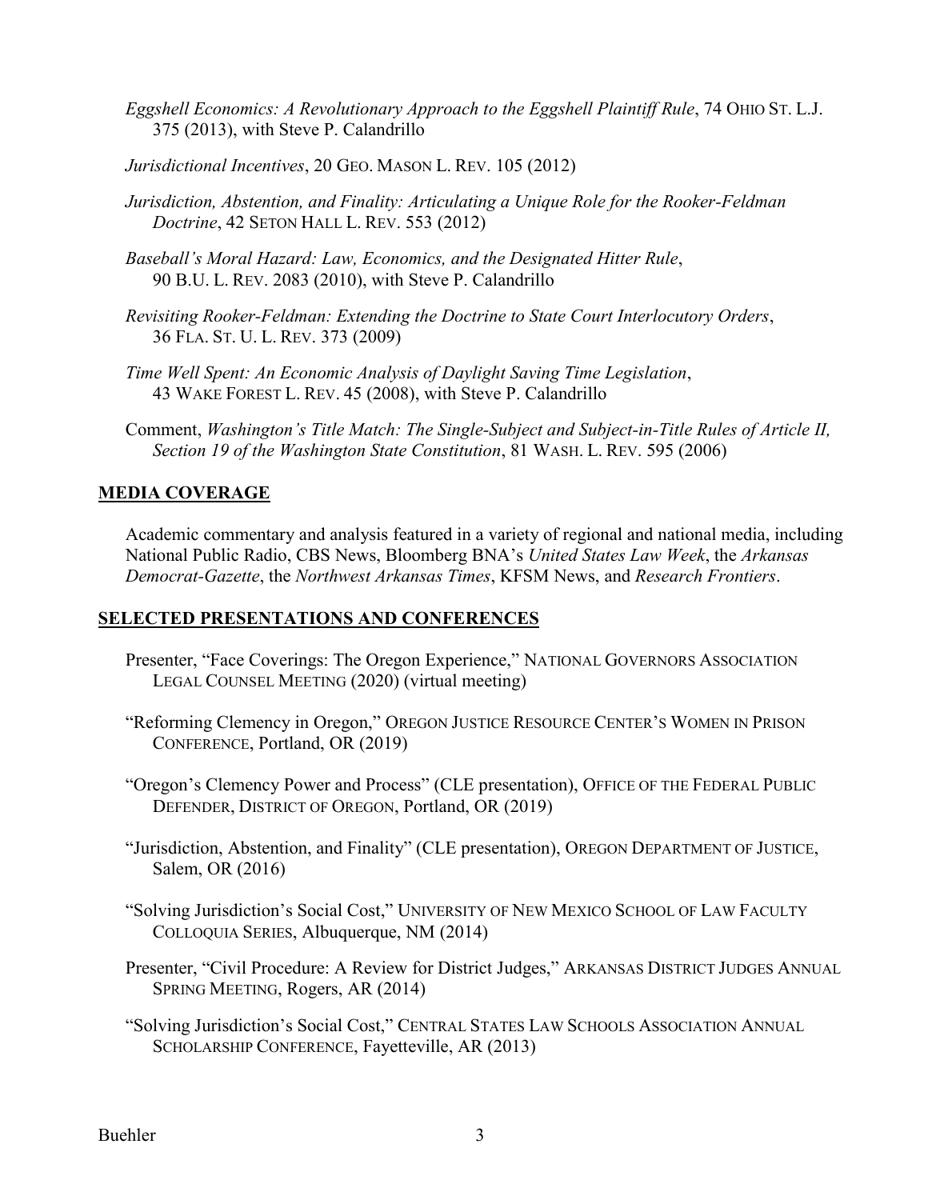*Eggshell Economics: A Revolutionary Approach to the Eggshell Plaintiff Rule*, 74 OHIO ST. L.J. 375 (2013), with Steve P. Calandrillo

*Jurisdictional Incentives*, 20 GEO. MASON L. REV. 105 (2012)

*Jurisdiction, Abstention, and Finality: Articulating a Unique Role for the Rooker-Feldman Doctrine*, 42 SETON HALL L. REV. 553 (2012)

*Baseball's Moral Hazard: Law, Economics, and the Designated Hitter Rule*, 90 B.U. L. REV. 2083 (2010), with Steve P. Calandrillo

*Revisiting Rooker-Feldman: Extending the Doctrine to State Court Interlocutory Orders*, 36 FLA. ST. U. L. REV. 373 (2009)

*Time Well Spent: An Economic Analysis of Daylight Saving Time Legislation*, 43 WAKE FOREST L. REV. 45 (2008), with Steve P. Calandrillo

Comment, *Washington's Title Match: The Single-Subject and Subject-in-Title Rules of Article II, Section 19 of the Washington State Constitution*, 81 WASH. L. REV. 595 (2006)

## MEDIA COVERAGE

Academic commentary and analysis featured in a variety of regional and national media, including National Public Radio, CBS News, Bloomberg BNA's *United States Law Week*, the *Arkansas Democrat-Gazette*, the *Northwest Arkansas Times*, KFSM News, and *Research Frontiers*.

## SELECTED PRESENTATIONS AND CONFERENCES

Presenter, "Face Coverings: The Oregon Experience," NATIONAL GOVERNORS ASSOCIATION LEGAL COUNSEL MEETING (2020) (virtual meeting)

"Reforming Clemency in Oregon," OREGON JUSTICE RESOURCE CENTER'S WOMEN IN PRISON CONFERENCE, Portland, OR (2019)

"Oregon's Clemency Power and Process" (CLE presentation), OFFICE OF THE FEDERAL PUBLIC DEFENDER, DISTRICT OF OREGON, Portland, OR (2019)

"Jurisdiction, Abstention, and Finality" (CLE presentation), OREGON DEPARTMENT OF JUSTICE, Salem, OR (2016)

"Solving Jurisdiction's Social Cost," UNIVERSITY OF NEW MEXICO SCHOOL OF LAW FACULTY COLLOQUIA SERIES, Albuquerque, NM (2014)

Presenter, "Civil Procedure: A Review for District Judges," ARKANSAS DISTRICT JUDGES ANNUAL SPRING MEETING, Rogers, AR (2014)

"Solving Jurisdiction's Social Cost," CENTRAL STATES LAW SCHOOLS ASSOCIATION ANNUAL SCHOLARSHIP CONFERENCE, Fayetteville, AR (2013)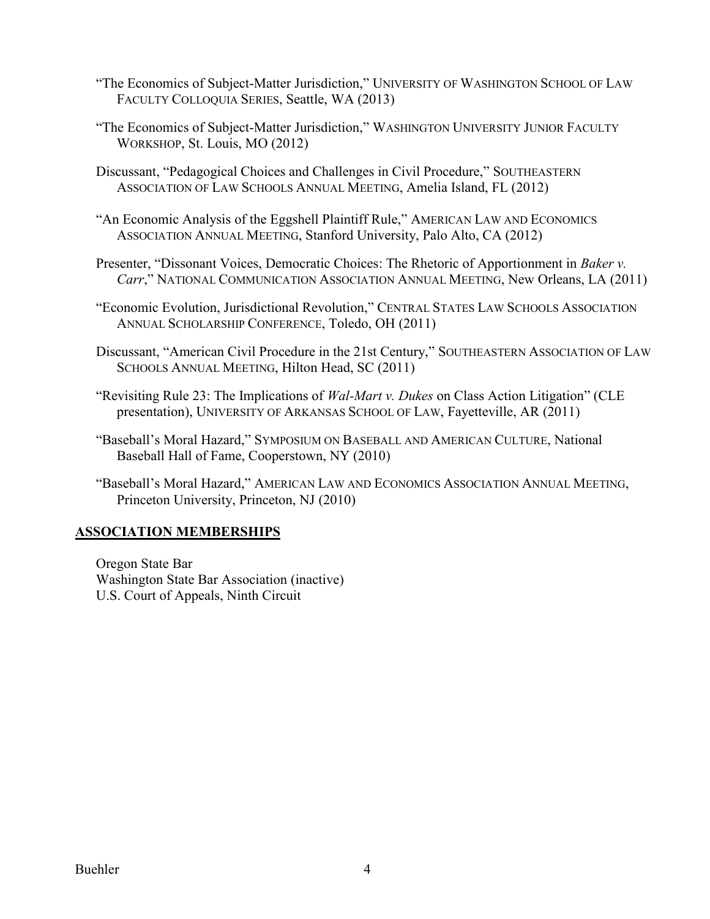"The Economics of Subject-Matter Jurisdiction," UNIVERSITY OF WASHINGTON SCHOOL OF LAW FACULTY COLLOQUIA SERIES, Seattle, WA (2013)

"The Economics of Subject-Matter Jurisdiction," WASHINGTON UNIVERSITY JUNIOR FACULTY WORKSHOP, St. Louis, MO (2012)

Discussant, "Pedagogical Choices and Challenges in Civil Procedure," SOUTHEASTERN ASSOCIATION OF LAW SCHOOLS ANNUAL MEETING, Amelia Island, FL (2012)

"An Economic Analysis of the Eggshell Plaintiff Rule," AMERICAN LAW AND ECONOMICS ASSOCIATION ANNUAL MEETING, Stanford University, Palo Alto, CA (2012)

Presenter, "Dissonant Voices, Democratic Choices: The Rhetoric of Apportionment in *Baker v. Carr*," NATIONAL COMMUNICATION ASSOCIATION ANNUAL MEETING, New Orleans, LA (2011)

"Economic Evolution, Jurisdictional Revolution," CENTRAL STATES LAW SCHOOLS ASSOCIATION ANNUAL SCHOLARSHIP CONFERENCE, Toledo, OH (2011)

Discussant, "American Civil Procedure in the 21st Century," SOUTHEASTERN ASSOCIATION OF LAW SCHOOLS ANNUAL MEETING, Hilton Head, SC (2011)

"Revisiting Rule 23: The Implications of *Wal-Mart v. Dukes* on Class Action Litigation" (CLE presentation), UNIVERSITY OF ARKANSAS SCHOOL OF LAW, Fayetteville, AR (2011)

"Baseball's Moral Hazard," SYMPOSIUM ON BASEBALL AND AMERICAN CULTURE, National Baseball Hall of Fame, Cooperstown, NY (2010)

"Baseball's Moral Hazard," AMERICAN LAW AND ECONOMICS ASSOCIATION ANNUAL MEETING, Princeton University, Princeton, NJ (2010)

## ASSOCIATION MEMBERSHIPS

Oregon State Bar
Washington State Bar Association (inactive)
U.S. Court of Appeals, Ninth Circuit